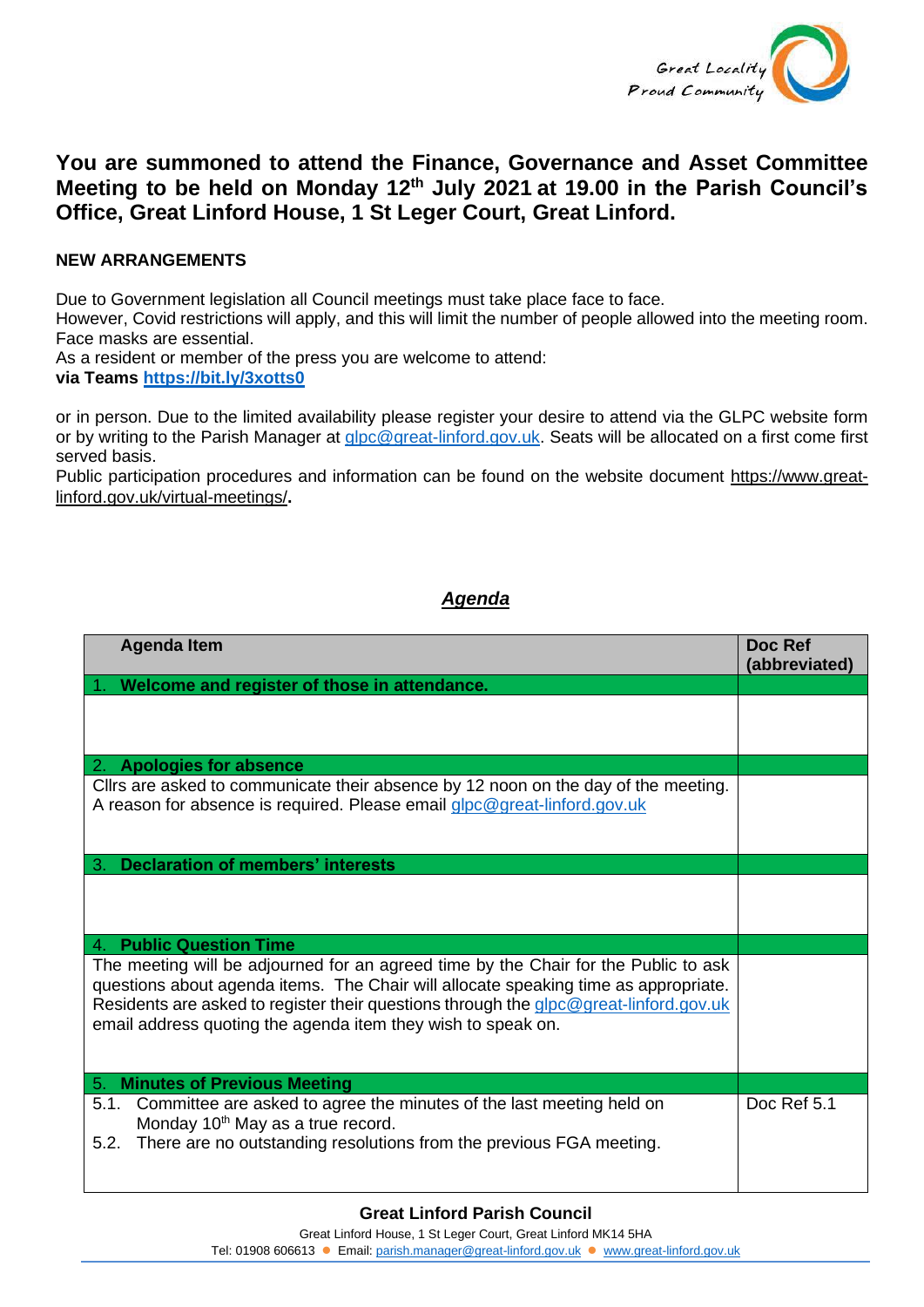# You are summoned to attend the Finance, Governance and Asset Committee Meeting to be held on Monday 12th July 2021 at 19.00 in the Parish Council's Office, Great Linford House, 1 St Leger Court, Great Linford.

**NEW ARRANGEMENTS**

Due to Government legislation all Council meetings must take place face to face.
However, Covid restrictions will apply, and this will limit the number of people allowed into the meeting room. Face masks are essential.
As a resident or member of the press you are welcome to attend:
**via Teams https://bit.ly/3xotts0**

or in person. Due to the limited availability please register your desire to attend via the GLPC website form or by writing to the Parish Manager at glpc@great-linford.gov.uk. Seats will be allocated on a first come first served basis.
Public participation procedures and information can be found on the website document https://www.great-linford.gov.uk/virtual-meetings/.

## *Agenda*

| Agenda Item | Doc Ref (abbreviated) |
|---|---|
| **1. Welcome and register of those in attendance.** | |
| | |
| **2. Apologies for absence** | |
| Cllrs are asked to communicate their absence by 12 noon on the day of the meeting. A reason for absence is required. Please email glpc@great-linford.gov.uk | |
| **3. Declaration of members' interests** | |
| | |
| **4. Public Question Time** | |
| The meeting will be adjourned for an agreed time by the Chair for the Public to ask questions about agenda items. The Chair will allocate speaking time as appropriate. Residents are asked to register their questions through the glpc@great-linford.gov.uk email address quoting the agenda item they wish to speak on. | |
| **5. Minutes of Previous Meeting** | |
| 5.1. Committee are asked to agree the minutes of the last meeting held on Monday 10th May as a true record.<br>5.2. There are no outstanding resolutions from the previous FGA meeting. | Doc Ref 5.1 |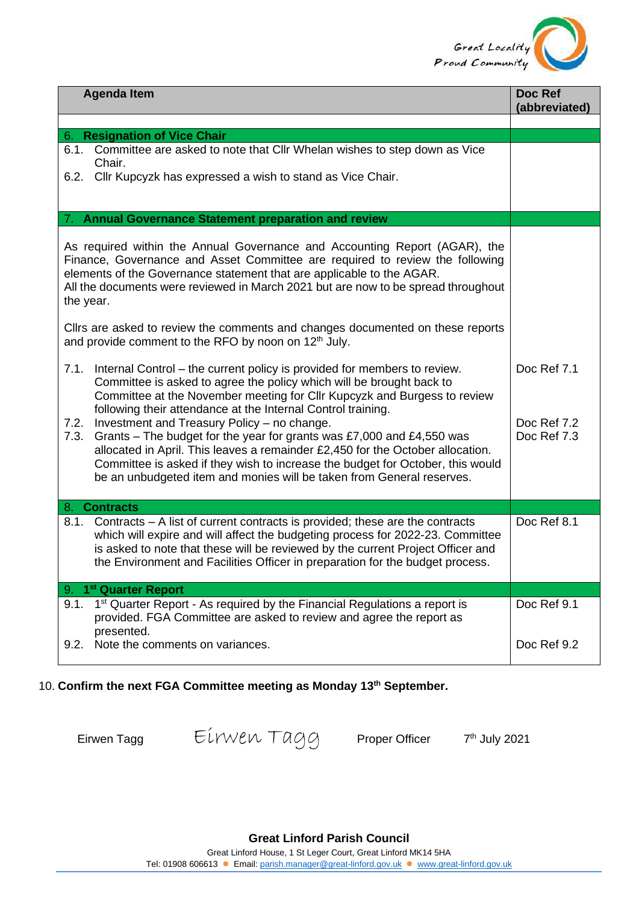| Agenda Item | Doc Ref (abbreviated) |
|---|---|
| | |
| **6. Resignation of Vice Chair** | |
| 6.1. Committee are asked to note that Cllr Whelan wishes to step down as Vice Chair.<br>6.2. Cllr Kupcyzk has expressed a wish to stand as Vice Chair. | |
| **7. Annual Governance Statement preparation and review** | |
| As required within the Annual Governance and Accounting Report (AGAR), the Finance, Governance and Asset Committee are required to review the following elements of the Governance statement that are applicable to the AGAR.<br>All the documents were reviewed in March 2021 but are now to be spread throughout the year.<br><br>Cllrs are asked to review the comments and changes documented on these reports and provide comment to the RFO by noon on 12th July. | |
| 7.1. Internal Control – the current policy is provided for members to review. Committee is asked to agree the policy which will be brought back to Committee at the November meeting for Cllr Kupcyzk and Burgess to review following their attendance at the Internal Control training. | Doc Ref 7.1 |
| 7.2. Investment and Treasury Policy – no change. | Doc Ref 7.2 |
| 7.3. Grants – The budget for the year for grants was £7,000 and £4,550 was allocated in April. This leaves a remainder £2,450 for the October allocation. Committee is asked if they wish to increase the budget for October, this would be an unbudgeted item and monies will be taken from General reserves. | Doc Ref 7.3 |
| **8. Contracts** | |
| 8.1. Contracts – A list of current contracts is provided; these are the contracts which will expire and will affect the budgeting process for 2022-23. Committee is asked to note that these will be reviewed by the current Project Officer and the Environment and Facilities Officer in preparation for the budget process. | Doc Ref 8.1 |
| **9. 1st Quarter Report** | |
| 9.1. 1st Quarter Report - As required by the Financial Regulations a report is provided. FGA Committee are asked to review and agree the report as presented. | Doc Ref 9.1 |
| 9.2. Note the comments on variances. | Doc Ref 9.2 |

10. **Confirm the next FGA Committee meeting as Monday 13th September.**

Eirwen Tagg — *Eirwen Tagg* — Proper Officer — 7th July 2021

**Great Linford Parish Council**

Great Linford House, 1 St Leger Court, Great Linford MK14 5HA

Tel: 01908 606613 ● Email: parish.manager@great-linford.gov.uk ● www.great-linford.gov.uk